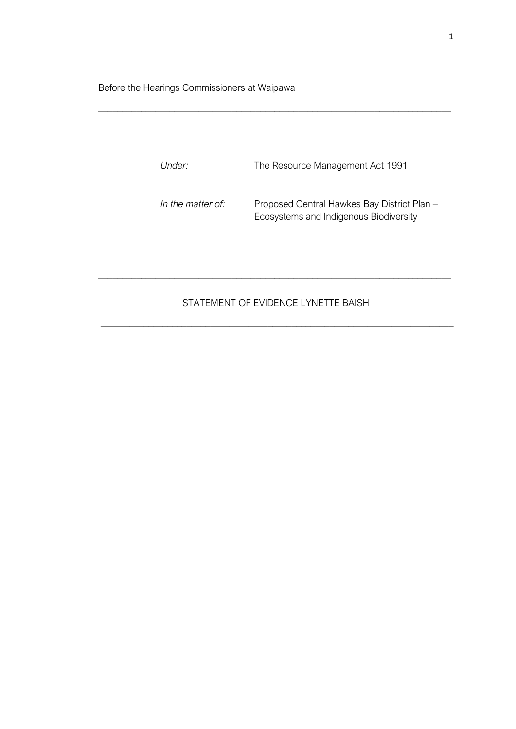Before the Hearings Commissioners at Waipawa

---

| | |
|---|---|
| *Under:* | The Resource Management Act 1991 |
| *In the matter of:* | Proposed Central Hawkes Bay District Plan – Ecosystems and Indigenous Biodiversity |

---

STATEMENT OF EVIDENCE LYNETTE BAISH

---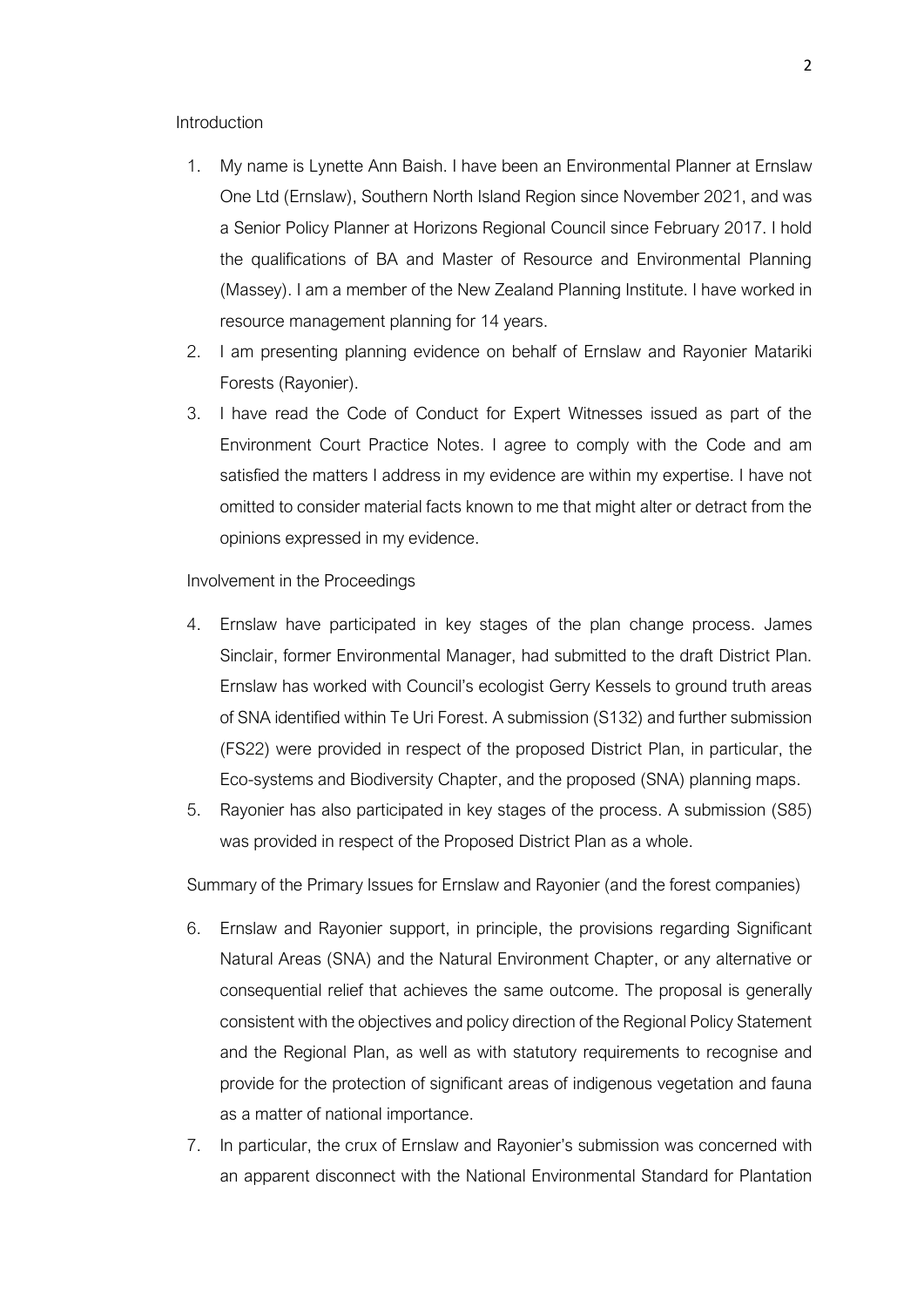Introduction

1. My name is Lynette Ann Baish. I have been an Environmental Planner at Ernslaw One Ltd (Ernslaw), Southern North Island Region since November 2021, and was a Senior Policy Planner at Horizons Regional Council since February 2017. I hold the qualifications of BA and Master of Resource and Environmental Planning (Massey). I am a member of the New Zealand Planning Institute. I have worked in resource management planning for 14 years.
2. I am presenting planning evidence on behalf of Ernslaw and Rayonier Matariki Forests (Rayonier).
3. I have read the Code of Conduct for Expert Witnesses issued as part of the Environment Court Practice Notes. I agree to comply with the Code and am satisfied the matters I address in my evidence are within my expertise. I have not omitted to consider material facts known to me that might alter or detract from the opinions expressed in my evidence.

Involvement in the Proceedings

4. Ernslaw have participated in key stages of the plan change process. James Sinclair, former Environmental Manager, had submitted to the draft District Plan. Ernslaw has worked with Council's ecologist Gerry Kessels to ground truth areas of SNA identified within Te Uri Forest. A submission (S132) and further submission (FS22) were provided in respect of the proposed District Plan, in particular, the Eco-systems and Biodiversity Chapter, and the proposed (SNA) planning maps.
5. Rayonier has also participated in key stages of the process. A submission (S85) was provided in respect of the Proposed District Plan as a whole.

Summary of the Primary Issues for Ernslaw and Rayonier (and the forest companies)

6. Ernslaw and Rayonier support, in principle, the provisions regarding Significant Natural Areas (SNA) and the Natural Environment Chapter, or any alternative or consequential relief that achieves the same outcome. The proposal is generally consistent with the objectives and policy direction of the Regional Policy Statement and the Regional Plan, as well as with statutory requirements to recognise and provide for the protection of significant areas of indigenous vegetation and fauna as a matter of national importance.
7. In particular, the crux of Ernslaw and Rayonier's submission was concerned with an apparent disconnect with the National Environmental Standard for Plantation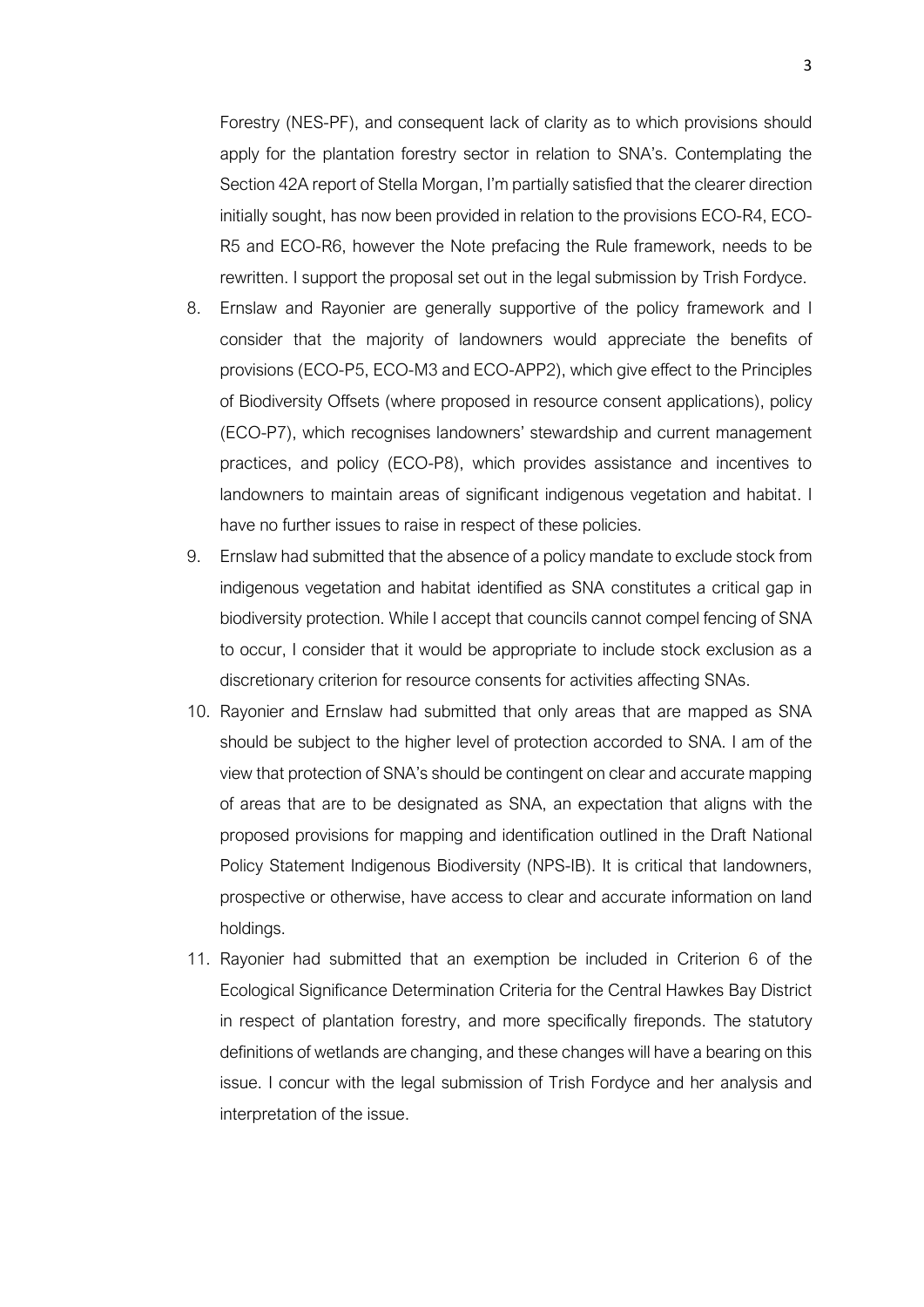Forestry (NES-PF), and consequent lack of clarity as to which provisions should apply for the plantation forestry sector in relation to SNA's. Contemplating the Section 42A report of Stella Morgan, I'm partially satisfied that the clearer direction initially sought, has now been provided in relation to the provisions ECO-R4, ECO-R5 and ECO-R6, however the Note prefacing the Rule framework, needs to be rewritten. I support the proposal set out in the legal submission by Trish Fordyce.

8. Ernslaw and Rayonier are generally supportive of the policy framework and I consider that the majority of landowners would appreciate the benefits of provisions (ECO-P5, ECO-M3 and ECO-APP2), which give effect to the Principles of Biodiversity Offsets (where proposed in resource consent applications), policy (ECO-P7), which recognises landowners' stewardship and current management practices, and policy (ECO-P8), which provides assistance and incentives to landowners to maintain areas of significant indigenous vegetation and habitat. I have no further issues to raise in respect of these policies.
9. Ernslaw had submitted that the absence of a policy mandate to exclude stock from indigenous vegetation and habitat identified as SNA constitutes a critical gap in biodiversity protection. While I accept that councils cannot compel fencing of SNA to occur, I consider that it would be appropriate to include stock exclusion as a discretionary criterion for resource consents for activities affecting SNAs.
10. Rayonier and Ernslaw had submitted that only areas that are mapped as SNA should be subject to the higher level of protection accorded to SNA. I am of the view that protection of SNA's should be contingent on clear and accurate mapping of areas that are to be designated as SNA, an expectation that aligns with the proposed provisions for mapping and identification outlined in the Draft National Policy Statement Indigenous Biodiversity (NPS-IB). It is critical that landowners, prospective or otherwise, have access to clear and accurate information on land holdings.
11. Rayonier had submitted that an exemption be included in Criterion 6 of the Ecological Significance Determination Criteria for the Central Hawkes Bay District in respect of plantation forestry, and more specifically fireponds. The statutory definitions of wetlands are changing, and these changes will have a bearing on this issue. I concur with the legal submission of Trish Fordyce and her analysis and interpretation of the issue.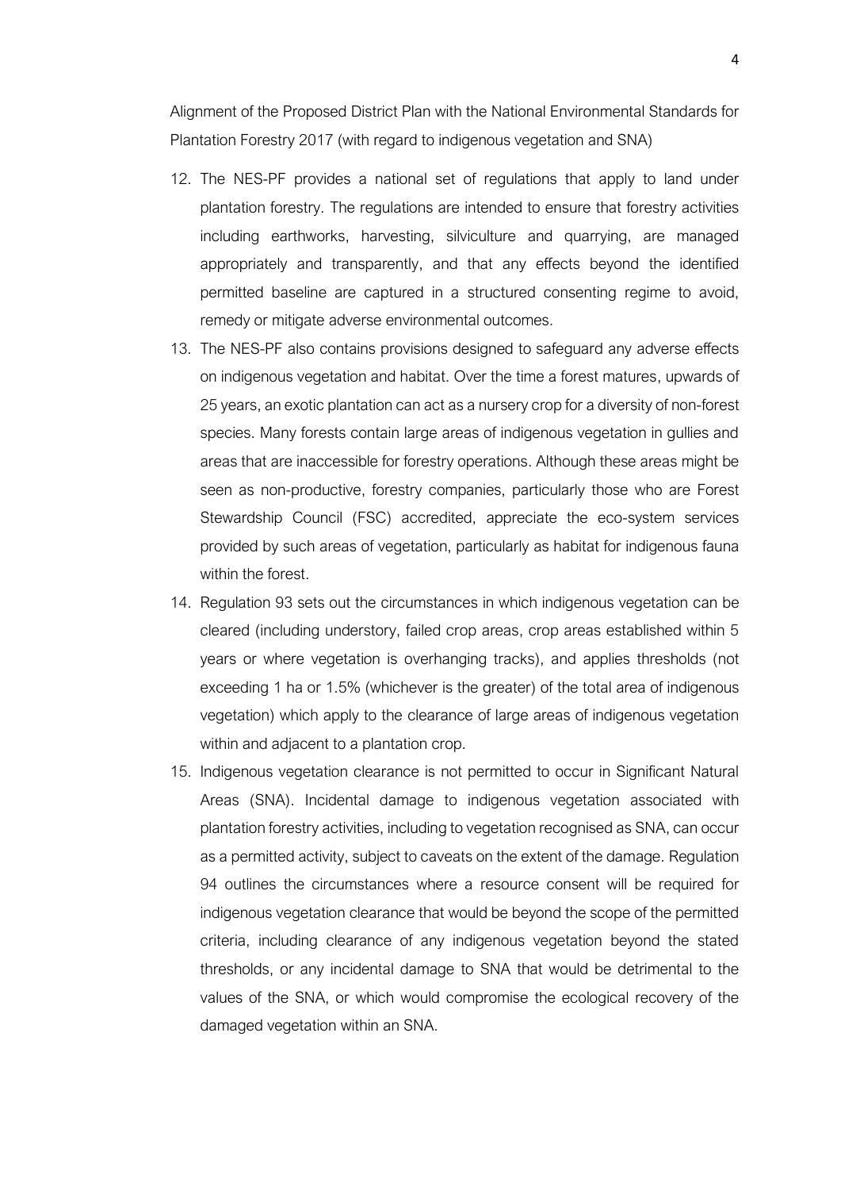Alignment of the Proposed District Plan with the National Environmental Standards for Plantation Forestry 2017 (with regard to indigenous vegetation and SNA)

12. The NES-PF provides a national set of regulations that apply to land under plantation forestry. The regulations are intended to ensure that forestry activities including earthworks, harvesting, silviculture and quarrying, are managed appropriately and transparently, and that any effects beyond the identified permitted baseline are captured in a structured consenting regime to avoid, remedy or mitigate adverse environmental outcomes.
13. The NES-PF also contains provisions designed to safeguard any adverse effects on indigenous vegetation and habitat. Over the time a forest matures, upwards of 25 years, an exotic plantation can act as a nursery crop for a diversity of non-forest species. Many forests contain large areas of indigenous vegetation in gullies and areas that are inaccessible for forestry operations. Although these areas might be seen as non-productive, forestry companies, particularly those who are Forest Stewardship Council (FSC) accredited, appreciate the eco-system services provided by such areas of vegetation, particularly as habitat for indigenous fauna within the forest.
14. Regulation 93 sets out the circumstances in which indigenous vegetation can be cleared (including understory, failed crop areas, crop areas established within 5 years or where vegetation is overhanging tracks), and applies thresholds (not exceeding 1 ha or 1.5% (whichever is the greater) of the total area of indigenous vegetation) which apply to the clearance of large areas of indigenous vegetation within and adjacent to a plantation crop.
15. Indigenous vegetation clearance is not permitted to occur in Significant Natural Areas (SNA). Incidental damage to indigenous vegetation associated with plantation forestry activities, including to vegetation recognised as SNA, can occur as a permitted activity, subject to caveats on the extent of the damage. Regulation 94 outlines the circumstances where a resource consent will be required for indigenous vegetation clearance that would be beyond the scope of the permitted criteria, including clearance of any indigenous vegetation beyond the stated thresholds, or any incidental damage to SNA that would be detrimental to the values of the SNA, or which would compromise the ecological recovery of the damaged vegetation within an SNA.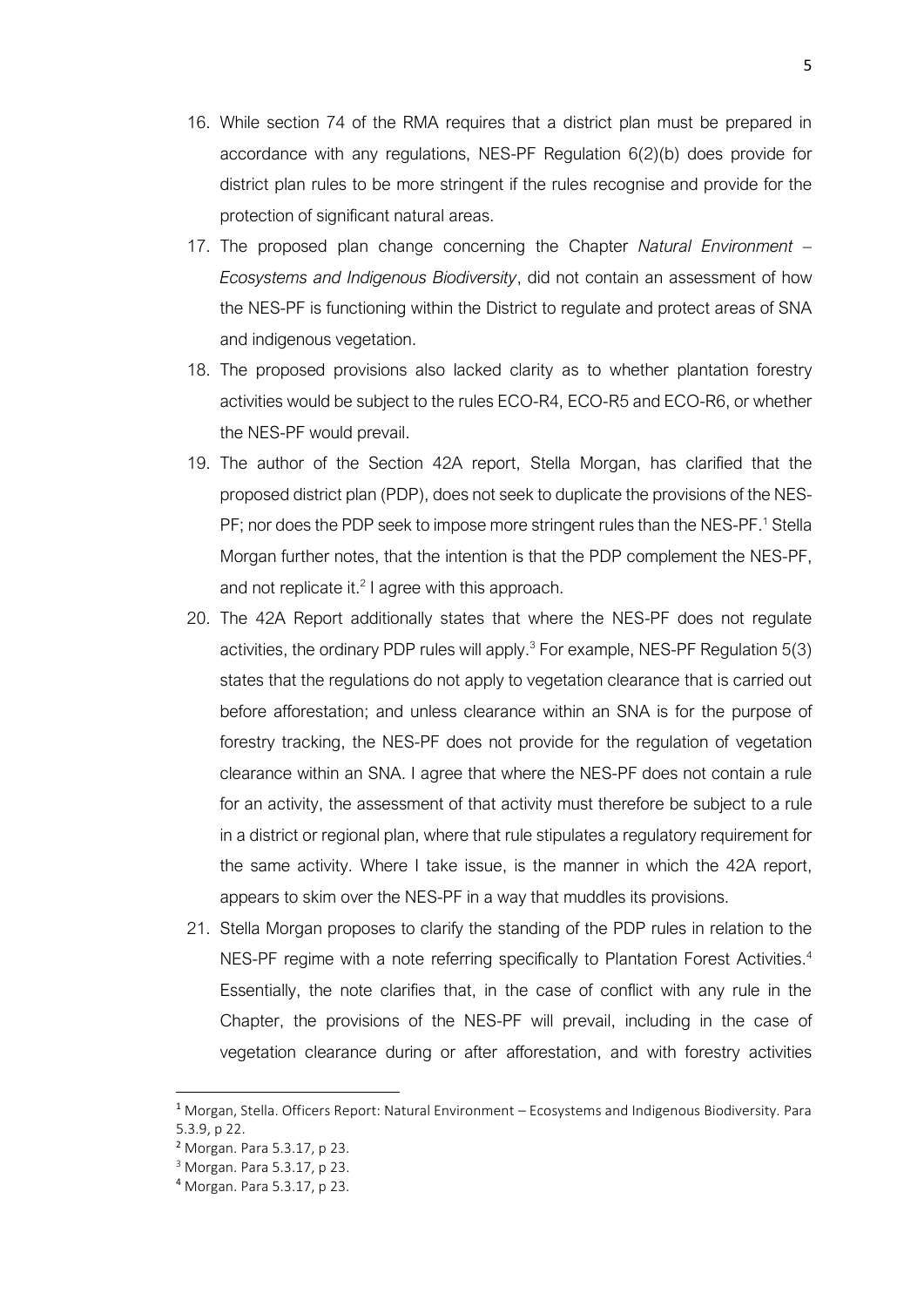16. While section 74 of the RMA requires that a district plan must be prepared in accordance with any regulations, NES-PF Regulation 6(2)(b) does provide for district plan rules to be more stringent if the rules recognise and provide for the protection of significant natural areas.
17. The proposed plan change concerning the Chapter *Natural Environment – Ecosystems and Indigenous Biodiversity*, did not contain an assessment of how the NES-PF is functioning within the District to regulate and protect areas of SNA and indigenous vegetation.
18. The proposed provisions also lacked clarity as to whether plantation forestry activities would be subject to the rules ECO-R4, ECO-R5 and ECO-R6, or whether the NES-PF would prevail.
19. The author of the Section 42A report, Stella Morgan, has clarified that the proposed district plan (PDP), does not seek to duplicate the provisions of the NES-PF; nor does the PDP seek to impose more stringent rules than the NES-PF.[1] Stella Morgan further notes, that the intention is that the PDP complement the NES-PF, and not replicate it.[2] I agree with this approach.
20. The 42A Report additionally states that where the NES-PF does not regulate activities, the ordinary PDP rules will apply.[3] For example, NES-PF Regulation 5(3) states that the regulations do not apply to vegetation clearance that is carried out before afforestation; and unless clearance within an SNA is for the purpose of forestry tracking, the NES-PF does not provide for the regulation of vegetation clearance within an SNA. I agree that where the NES-PF does not contain a rule for an activity, the assessment of that activity must therefore be subject to a rule in a district or regional plan, where that rule stipulates a regulatory requirement for the same activity. Where I take issue, is the manner in which the 42A report, appears to skim over the NES-PF in a way that muddles its provisions.
21. Stella Morgan proposes to clarify the standing of the PDP rules in relation to the NES-PF regime with a note referring specifically to Plantation Forest Activities.[4] Essentially, the note clarifies that, in the case of conflict with any rule in the Chapter, the provisions of the NES-PF will prevail, including in the case of vegetation clearance during or after afforestation, and with forestry activities

---

[1] Morgan, Stella. Officers Report: Natural Environment – Ecosystems and Indigenous Biodiversity. Para 5.3.9, p 22.

[2] Morgan. Para 5.3.17, p 23.

[3] Morgan. Para 5.3.17, p 23.

[4] Morgan. Para 5.3.17, p 23.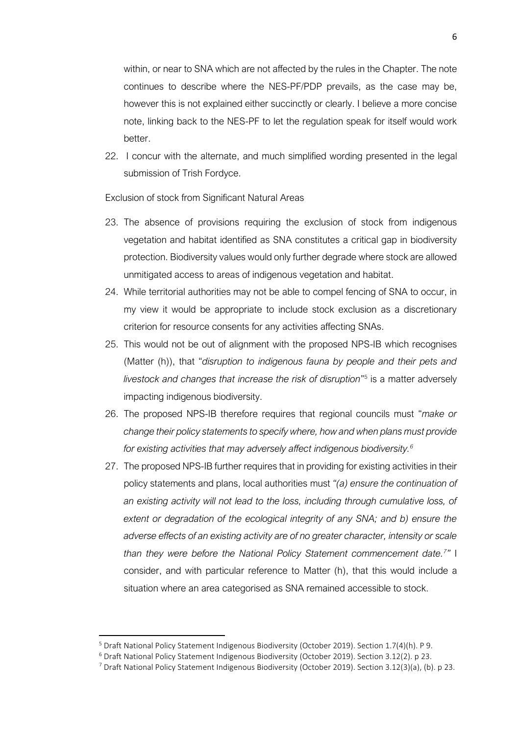within, or near to SNA which are not affected by the rules in the Chapter. The note continues to describe where the NES-PF/PDP prevails, as the case may be, however this is not explained either succinctly or clearly. I believe a more concise note, linking back to the NES-PF to let the regulation speak for itself would work better.

22. I concur with the alternate, and much simplified wording presented in the legal submission of Trish Fordyce.

Exclusion of stock from Significant Natural Areas

23. The absence of provisions requiring the exclusion of stock from indigenous vegetation and habitat identified as SNA constitutes a critical gap in biodiversity protection. Biodiversity values would only further degrade where stock are allowed unmitigated access to areas of indigenous vegetation and habitat.
24. While territorial authorities may not be able to compel fencing of SNA to occur, in my view it would be appropriate to include stock exclusion as a discretionary criterion for resource consents for any activities affecting SNAs.
25. This would not be out of alignment with the proposed NPS-IB which recognises (Matter (h)), that "*disruption to indigenous fauna by people and their pets and livestock and changes that increase the risk of disruption*"[5] is a matter adversely impacting indigenous biodiversity.
26. The proposed NPS-IB therefore requires that regional councils must "*make or change their policy statements to specify where, how and when plans must provide for existing activities that may adversely affect indigenous biodiversity.*[6]
27. The proposed NPS-IB further requires that in providing for existing activities in their policy statements and plans, local authorities must "*(a) ensure the continuation of an existing activity will not lead to the loss, including through cumulative loss, of extent or degradation of the ecological integrity of any SNA; and b) ensure the adverse effects of an existing activity are of no greater character, intensity or scale than they were before the National Policy Statement commencement date.*[7]" I consider, and with particular reference to Matter (h), that this would include a situation where an area categorised as SNA remained accessible to stock.

---

[5] Draft National Policy Statement Indigenous Biodiversity (October 2019). Section 1.7(4)(h). P 9.

[6] Draft National Policy Statement Indigenous Biodiversity (October 2019). Section 3.12(2). p 23.

[7] Draft National Policy Statement Indigenous Biodiversity (October 2019). Section 3.12(3)(a), (b). p 23.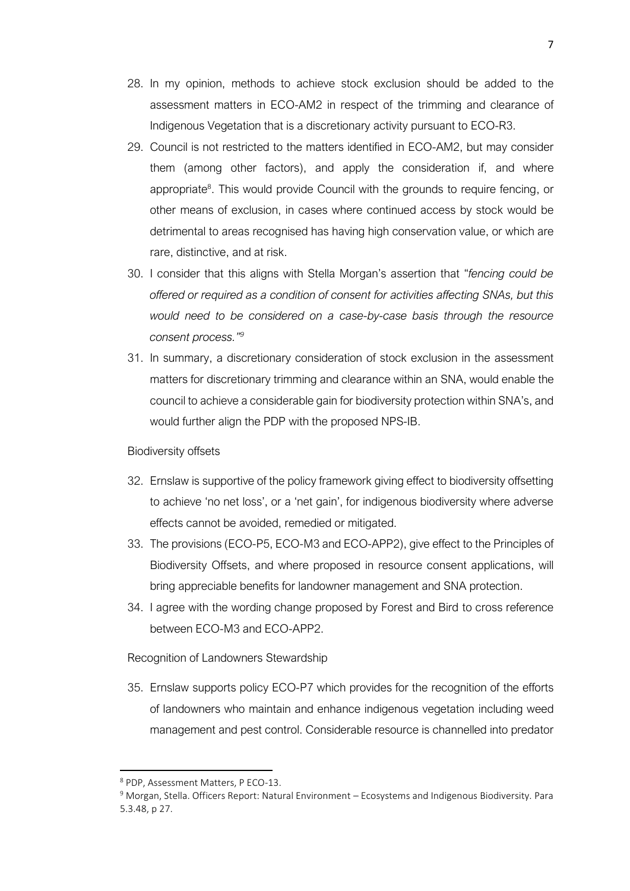28. In my opinion, methods to achieve stock exclusion should be added to the assessment matters in ECO-AM2 in respect of the trimming and clearance of Indigenous Vegetation that is a discretionary activity pursuant to ECO-R3.
29. Council is not restricted to the matters identified in ECO-AM2, but may consider them (among other factors), and apply the consideration if, and where appropriate[8]. This would provide Council with the grounds to require fencing, or other means of exclusion, in cases where continued access by stock would be detrimental to areas recognised has having high conservation value, or which are rare, distinctive, and at risk.
30. I consider that this aligns with Stella Morgan's assertion that "*fencing could be offered or required as a condition of consent for activities affecting SNAs, but this would need to be considered on a case-by-case basis through the resource consent process.*"[9]
31. In summary, a discretionary consideration of stock exclusion in the assessment matters for discretionary trimming and clearance within an SNA, would enable the council to achieve a considerable gain for biodiversity protection within SNA's, and would further align the PDP with the proposed NPS-IB.

Biodiversity offsets

32. Ernslaw is supportive of the policy framework giving effect to biodiversity offsetting to achieve 'no net loss', or a 'net gain', for indigenous biodiversity where adverse effects cannot be avoided, remedied or mitigated.
33. The provisions (ECO-P5, ECO-M3 and ECO-APP2), give effect to the Principles of Biodiversity Offsets, and where proposed in resource consent applications, will bring appreciable benefits for landowner management and SNA protection.
34. I agree with the wording change proposed by Forest and Bird to cross reference between ECO-M3 and ECO-APP2.

Recognition of Landowners Stewardship

35. Ernslaw supports policy ECO-P7 which provides for the recognition of the efforts of landowners who maintain and enhance indigenous vegetation including weed management and pest control. Considerable resource is channelled into predator

---

[8] PDP, Assessment Matters, P ECO-13.

[9] Morgan, Stella. Officers Report: Natural Environment – Ecosystems and Indigenous Biodiversity. Para 5.3.48, p 27.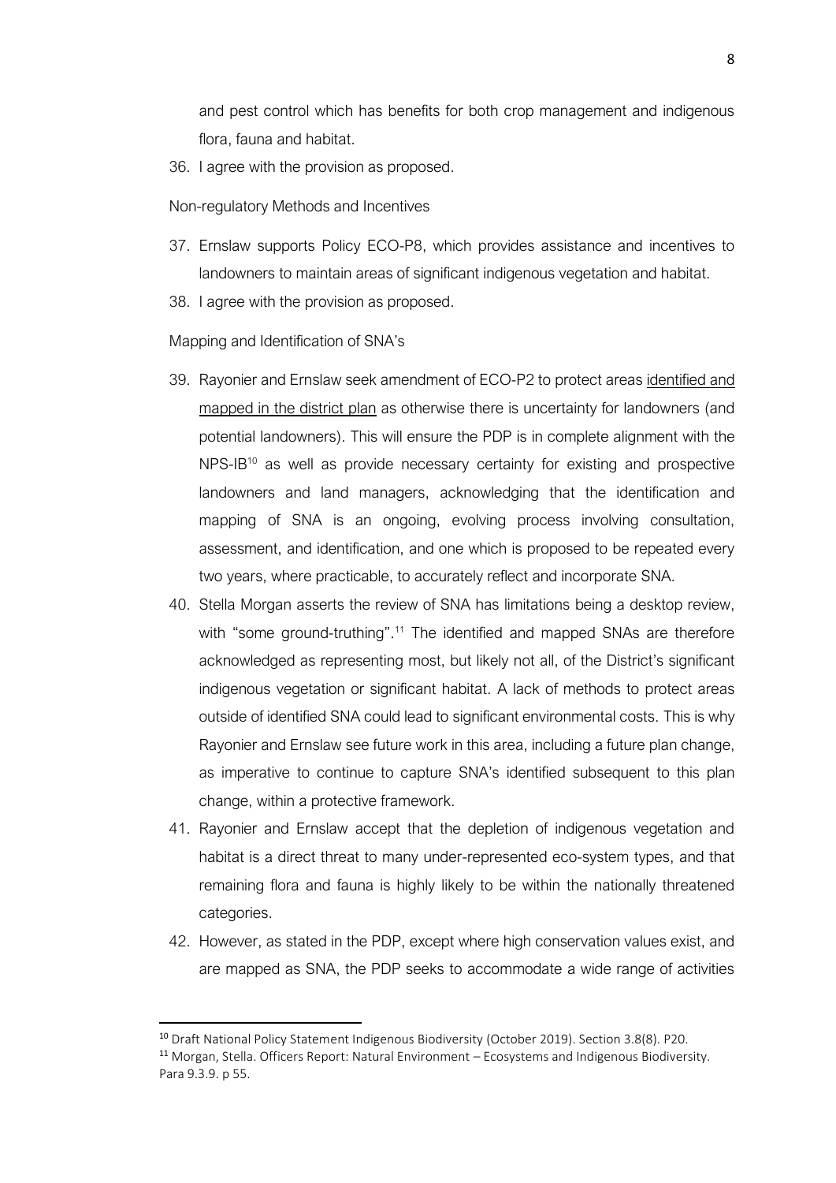and pest control which has benefits for both crop management and indigenous flora, fauna and habitat.

36. I agree with the provision as proposed.

Non-regulatory Methods and Incentives

37. Ernslaw supports Policy ECO-P8, which provides assistance and incentives to landowners to maintain areas of significant indigenous vegetation and habitat.
38. I agree with the provision as proposed.

Mapping and Identification of SNA's

39. Rayonier and Ernslaw seek amendment of ECO-P2 to protect areas <u>identified and mapped in the district plan</u> as otherwise there is uncertainty for landowners (and potential landowners). This will ensure the PDP is in complete alignment with the NPS-IB[10] as well as provide necessary certainty for existing and prospective landowners and land managers, acknowledging that the identification and mapping of SNA is an ongoing, evolving process involving consultation, assessment, and identification, and one which is proposed to be repeated every two years, where practicable, to accurately reflect and incorporate SNA.
40. Stella Morgan asserts the review of SNA has limitations being a desktop review, with "some ground-truthing".[11] The identified and mapped SNAs are therefore acknowledged as representing most, but likely not all, of the District's significant indigenous vegetation or significant habitat. A lack of methods to protect areas outside of identified SNA could lead to significant environmental costs. This is why Rayonier and Ernslaw see future work in this area, including a future plan change, as imperative to continue to capture SNA's identified subsequent to this plan change, within a protective framework.
41. Rayonier and Ernslaw accept that the depletion of indigenous vegetation and habitat is a direct threat to many under-represented eco-system types, and that remaining flora and fauna is highly likely to be within the nationally threatened categories.
42. However, as stated in the PDP, except where high conservation values exist, and are mapped as SNA, the PDP seeks to accommodate a wide range of activities

---

[10] Draft National Policy Statement Indigenous Biodiversity (October 2019). Section 3.8(8). P20.

[11] Morgan, Stella. Officers Report: Natural Environment – Ecosystems and Indigenous Biodiversity. Para 9.3.9. p 55.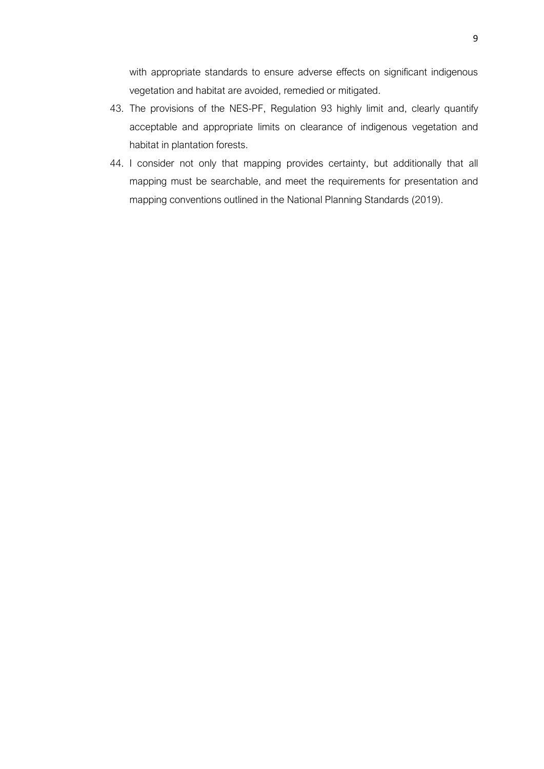with appropriate standards to ensure adverse effects on significant indigenous vegetation and habitat are avoided, remedied or mitigated.

43. The provisions of the NES-PF, Regulation 93 highly limit and, clearly quantify acceptable and appropriate limits on clearance of indigenous vegetation and habitat in plantation forests.
44. I consider not only that mapping provides certainty, but additionally that all mapping must be searchable, and meet the requirements for presentation and mapping conventions outlined in the National Planning Standards (2019).